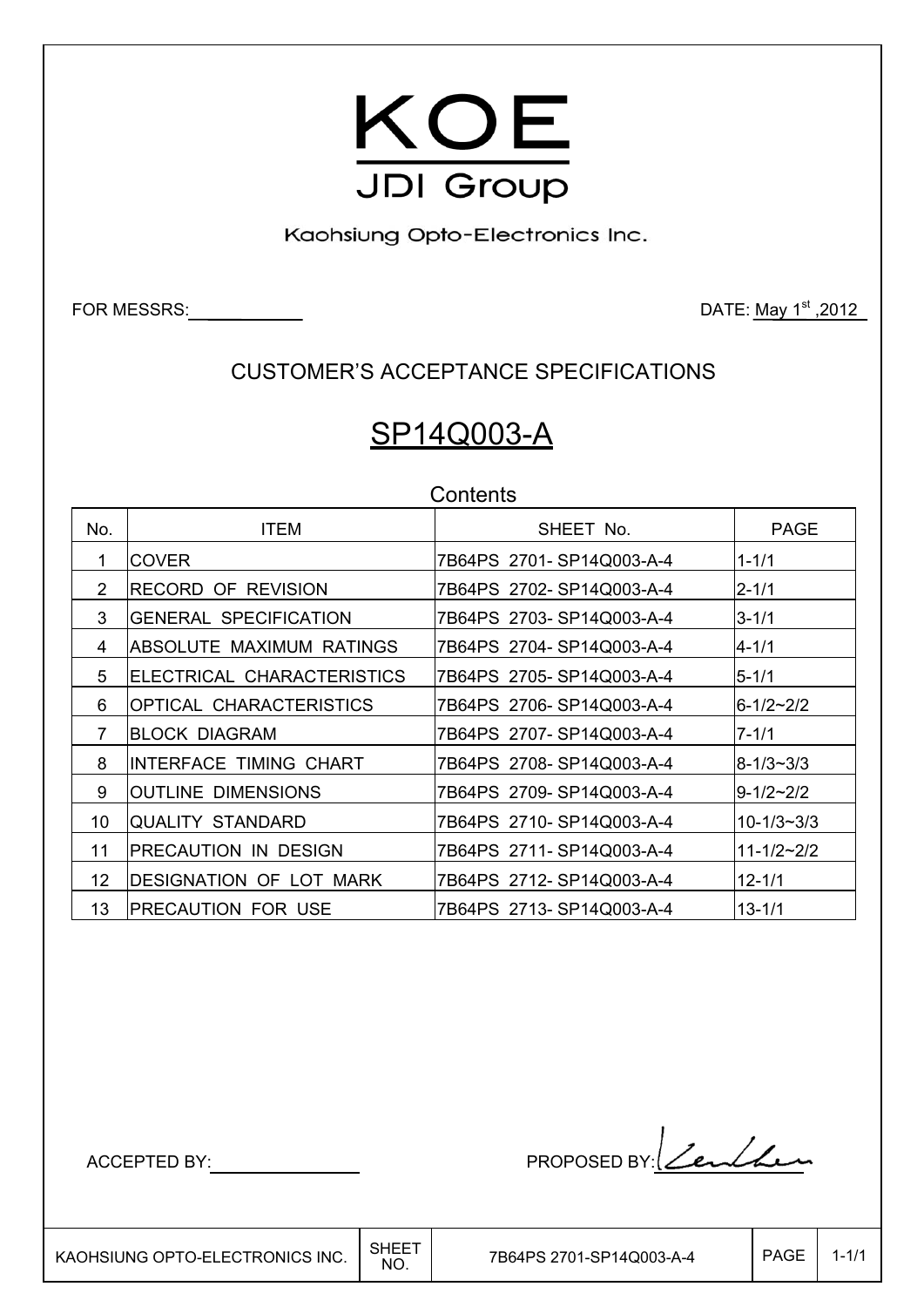# KOE

## JDI Group

Kaohsiung Opto-Electronics Inc.

FOR MESSRS:____________ DATE: May 1st ,2012

## CUSTOMER'S ACCEPTANCE SPECIFICATIONS

# SP14Q003-A

### Contents

| No. | ITEM | SHEET No. | PAGE |
|---|---|---|---|
| 1 | COVER | 7B64PS 2701- SP14Q003-A-4 | 1-1/1 |
| 2 | RECORD OF REVISION | 7B64PS 2702- SP14Q003-A-4 | 2-1/1 |
| 3 | GENERAL SPECIFICATION | 7B64PS 2703- SP14Q003-A-4 | 3-1/1 |
| 4 | ABSOLUTE MAXIMUM RATINGS | 7B64PS 2704- SP14Q003-A-4 | 4-1/1 |
| 5 | ELECTRICAL CHARACTERISTICS | 7B64PS 2705- SP14Q003-A-4 | 5-1/1 |
| 6 | OPTICAL CHARACTERISTICS | 7B64PS 2706- SP14Q003-A-4 | 6-1/2~2/2 |
| 7 | BLOCK DIAGRAM | 7B64PS 2707- SP14Q003-A-4 | 7-1/1 |
| 8 | INTERFACE TIMING CHART | 7B64PS 2708- SP14Q003-A-4 | 8-1/3~3/3 |
| 9 | OUTLINE DIMENSIONS | 7B64PS 2709- SP14Q003-A-4 | 9-1/2~2/2 |
| 10 | QUALITY STANDARD | 7B64PS 2710- SP14Q003-A-4 | 10-1/3~3/3 |
| 11 | PRECAUTION IN DESIGN | 7B64PS 2711- SP14Q003-A-4 | 11-1/2~2/2 |
| 12 | DESIGNATION OF LOT MARK | 7B64PS 2712- SP14Q003-A-4 | 12-1/1 |
| 13 | PRECAUTION FOR USE | 7B64PS 2713- SP14Q003-A-4 | 13-1/1 |

ACCEPTED BY:________________ PROPOSED BY: [signature]

| KAOHSIUNG OPTO-ELECTRONICS INC. | SHEET NO. | 7B64PS 2701-SP14Q003-A-4 | PAGE | 1-1/1 |
|---|---|---|---|---|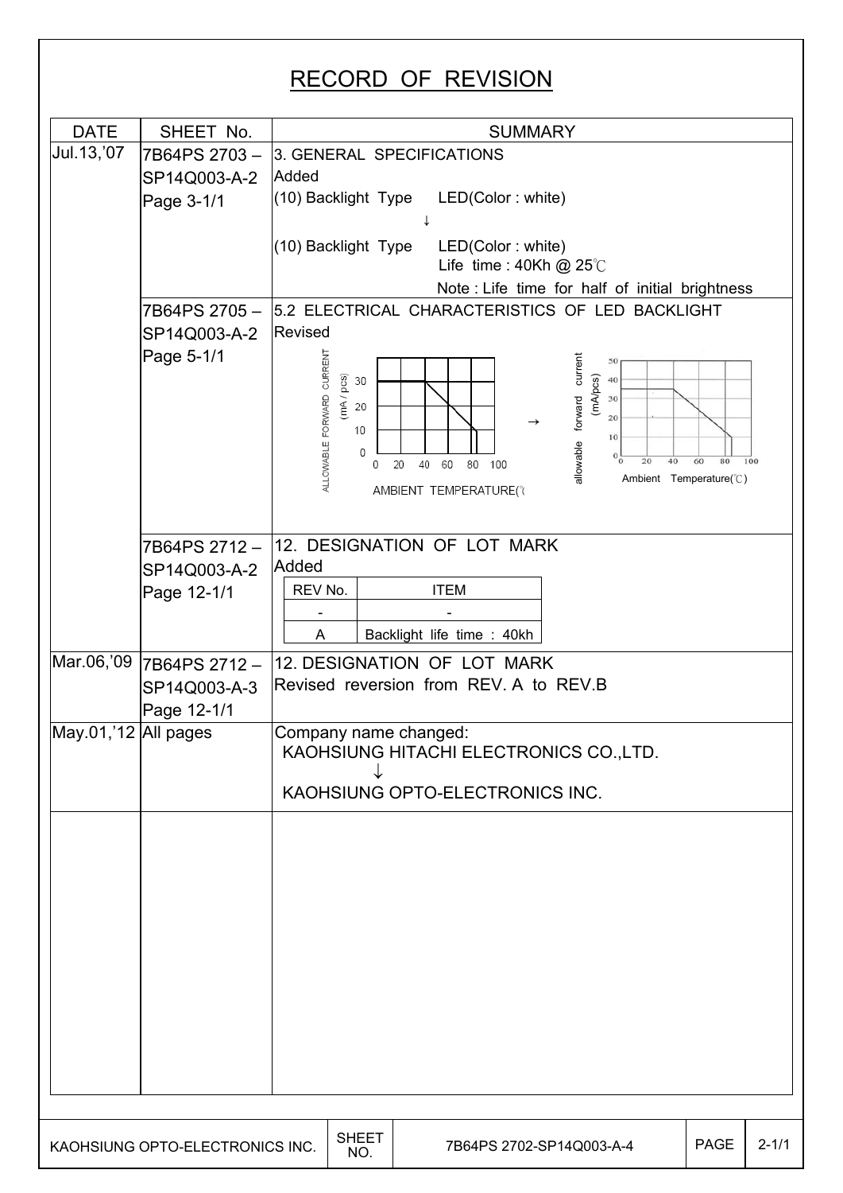# RECORD OF REVISION

| DATE | SHEET No. | SUMMARY |
|---|---|---|
| Jul.13,'07 | 7B64PS 2703 – SP14Q003-A-2 Page 3-1/1 | 3. GENERAL SPECIFICATIONS<br>Added<br>(10) Backlight Type LED(Color : white)<br>↓<br>(10) Backlight Type LED(Color : white)<br>Life time : 40Kh @ 25℃<br>Note : Life time for half of initial brightness |
| | 7B64PS 2705 – SP14Q003-A-2 Page 5-1/1 | 5.2 ELECTRICAL CHARACTERISTICS OF LED BACKLIGHT<br>Revised<br>[Graph: ALLOWABLE FORWARD CURRENT (mA / pcs) vs AMBIENT TEMPERATURE(℃)] → [Graph: allowable forward current (mA/pcs) vs Ambient Temperature(℃)] |
| | 7B64PS 2712 – SP14Q003-A-2 Page 12-1/1 | 12. DESIGNATION OF LOT MARK<br>Added<br>REV No. / ITEM<br>- / -<br>A / Backlight life time : 40kh |
| Mar.06,'09 | 7B64PS 2712 – SP14Q003-A-3 Page 12-1/1 | 12. DESIGNATION OF LOT MARK<br>Revised reversion from REV. A to REV.B |
| May.01,'12 | All pages | Company name changed:<br>KAOHSIUNG HITACHI ELECTRONICS CO.,LTD.<br>↓<br>KAOHSIUNG OPTO-ELECTRONICS INC. |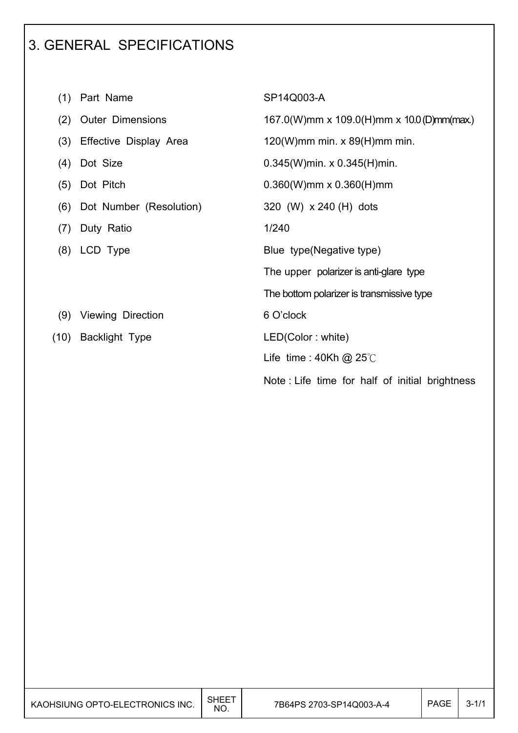# 3. GENERAL SPECIFICATIONS

| | |
|---|---|
| (1) Part Name | SP14Q003-A |
| (2) Outer Dimensions | 167.0(W)mm x 109.0(H)mm x 10.0 (D)mm(max.) |
| (3) Effective Display Area | 120(W)mm min. x 89(H)mm min. |
| (4) Dot Size | 0.345(W)min. x 0.345(H)min. |
| (5) Dot Pitch | 0.360(W)mm x 0.360(H)mm |
| (6) Dot Number (Resolution) | 320 (W) x 240 (H) dots |
| (7) Duty Ratio | 1/240 |
| (8) LCD Type | Blue type(Negative type)<br>The upper polarizer is anti-glare type<br>The bottom polarizer is transmissive type |
| (9) Viewing Direction | 6 O'clock |
| (10) Backlight Type | LED(Color : white)<br>Life time : 40Kh @ 25℃<br>Note : Life time for half of initial brightness |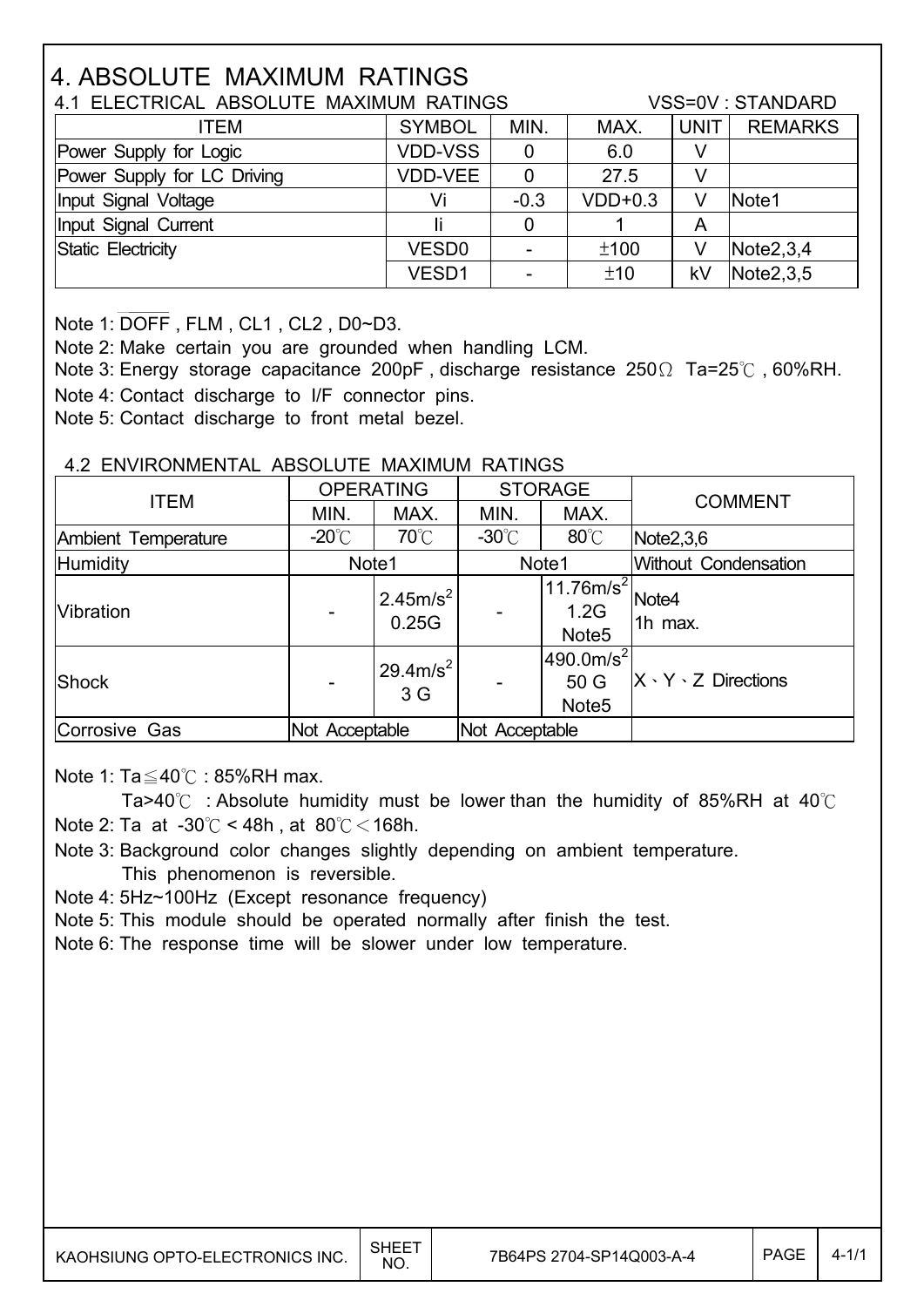// This is a datasheet page with tables and notes

# 4. ABSOLUTE MAXIMUM RATINGS

## 4.1 ELECTRICAL ABSOLUTE MAXIMUM RATINGS

VSS=0V : STANDARD

| ITEM | SYMBOL | MIN. | MAX. | UNIT | REMARKS |
|---|---|---|---|---|---|
| Power Supply for Logic | VDD-VSS | 0 | 6.0 | V | |
| Power Supply for LC Driving | VDD-VEE | 0 | 27.5 | V | |
| Input Signal Voltage | Vi | -0.3 | VDD+0.3 | V | Note1 |
| Input Signal Current | Ii | 0 | 1 | A | |
| Static Electricity | VESD0 | - | ±100 | V | Note2,3,4 |
| | VESD1 | - | ±10 | kV | Note2,3,5 |

Note 1: $\overline{DOFF}$ , FLM , CL1 , CL2 , D0~D3.

Note 2: Make certain you are grounded when handling LCM.

Note 3: Energy storage capacitance 200pF , discharge resistance 250Ω Ta=25℃ , 60%RH.

Note 4: Contact discharge to I/F connector pins.

Note 5: Contact discharge to front metal bezel.

## 4.2 ENVIRONMENTAL ABSOLUTE MAXIMUM RATINGS

| ITEM | OPERATING | | STORAGE | | COMMENT |
|---|---|---|---|---|---|
| | MIN. | MAX. | MIN. | MAX. | |
| Ambient Temperature | -20℃ | 70℃ | -30℃ | 80℃ | Note2,3,6 |
| Humidity | Note1 | | Note1 | | Without Condensation |
| Vibration | - | $2.45m/s^2$ 0.25G | - | $11.76m/s^2$ 1.2G Note5 | Note4 1h max. |
| Shock | - | $29.4m/s^2$ 3 G | - | $490.0m/s^2$ 50 G Note5 | X、Y、Z Directions |
| Corrosive Gas | Not Acceptable | | Not Acceptable | | |

Note 1: Ta≦40℃ : 85%RH max.

Ta>40℃ : Absolute humidity must be lower than the humidity of 85%RH at 40℃

Note 2: Ta at -30℃ < 48h , at 80℃＜168h.

Note 3: Background color changes slightly depending on ambient temperature. This phenomenon is reversible.

Note 4: 5Hz~100Hz (Except resonance frequency)

Note 5: This module should be operated normally after finish the test.

Note 6: The response time will be slower under low temperature.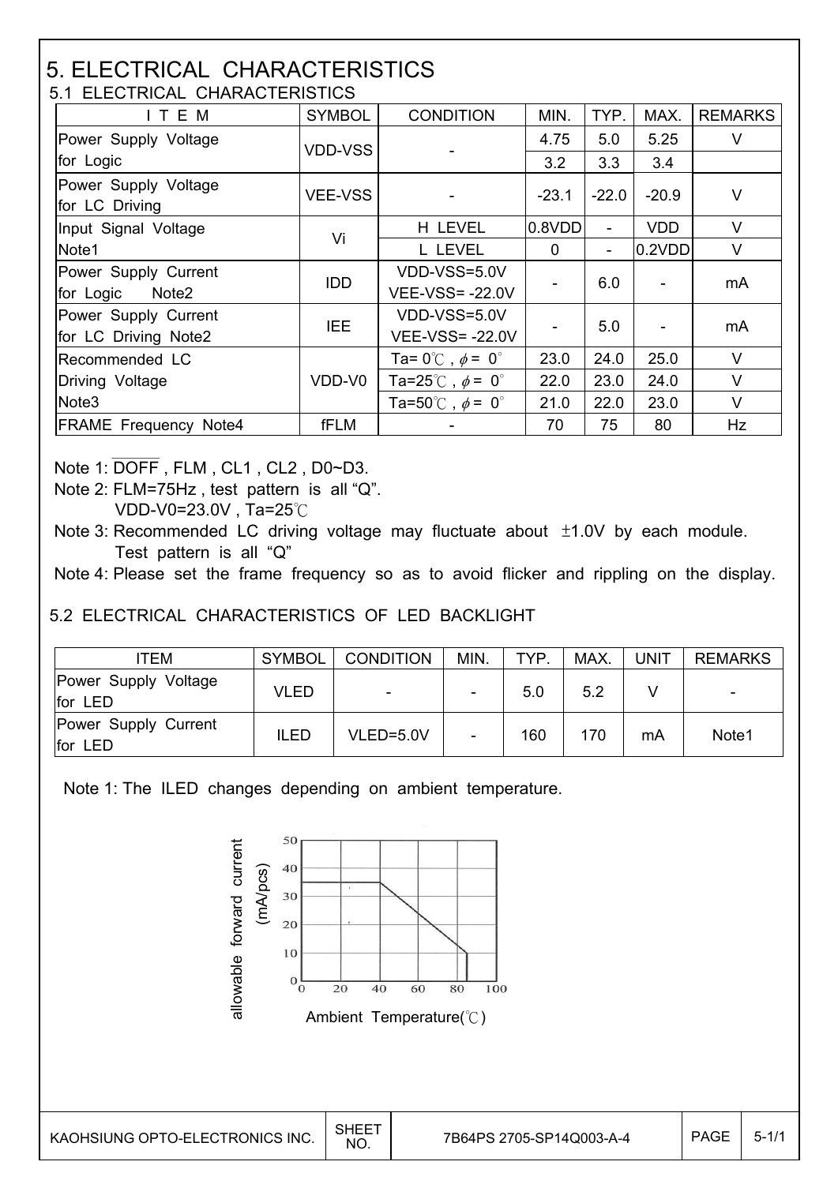# 5. ELECTRICAL CHARACTERISTICS

## 5.1 ELECTRICAL CHARACTERISTICS

| I T E M | SYMBOL | CONDITION | MIN. | TYP. | MAX. | REMARKS |
|---|---|---|---|---|---|---|
| Power Supply Voltage for Logic | VDD-VSS | - | 4.75 | 5.0 | 5.25 | V |
| | | | 3.2 | 3.3 | 3.4 | |
| Power Supply Voltage for LC Driving | VEE-VSS | - | -23.1 | -22.0 | -20.9 | V |
| Input Signal Voltage Note1 | Vi | H LEVEL | 0.8VDD | - | VDD | V |
| | | L LEVEL | 0 | - | 0.2VDD | V |
| Power Supply Current for Logic Note2 | IDD | VDD-VSS=5.0V VEE-VSS= -22.0V | - | 6.0 | - | mA |
| Power Supply Current for LC Driving Note2 | IEE | VDD-VSS=5.0V VEE-VSS= -22.0V | - | 5.0 | - | mA |
| Recommended LC Driving Voltage Note3 | VDD-V0 | Ta= 0℃ , $\phi$ = 0° | 23.0 | 24.0 | 25.0 | V |
| | | Ta=25℃ , $\phi$ = 0° | 22.0 | 23.0 | 24.0 | V |
| | | Ta=50℃ , $\phi$ = 0° | 21.0 | 22.0 | 23.0 | V |
| FRAME Frequency Note4 | fFLM | - | 70 | 75 | 80 | Hz |

Note 1: $\overline{\text{DOFF}}$ , FLM , CL1 , CL2 , D0~D3.

Note 2: FLM=75Hz , test pattern is all "Q".
VDD-V0=23.0V , Ta=25℃

Note 3: Recommended LC driving voltage may fluctuate about ±1.0V by each module.
Test pattern is all "Q"

Note 4: Please set the frame frequency so as to avoid flicker and rippling on the display.

## 5.2 ELECTRICAL CHARACTERISTICS OF LED BACKLIGHT

| ITEM | SYMBOL | CONDITION | MIN. | TYP. | MAX. | UNIT | REMARKS |
|---|---|---|---|---|---|---|---|
| Power Supply Voltage for LED | VLED | - | - | 5.0 | 5.2 | V | - |
| Power Supply Current for LED | ILED | VLED=5.0V | - | 160 | 170 | mA | Note1 |

Note 1: The ILED changes depending on ambient temperature.

allowable forward current (mA/pcs)

Ambient Temperature(℃)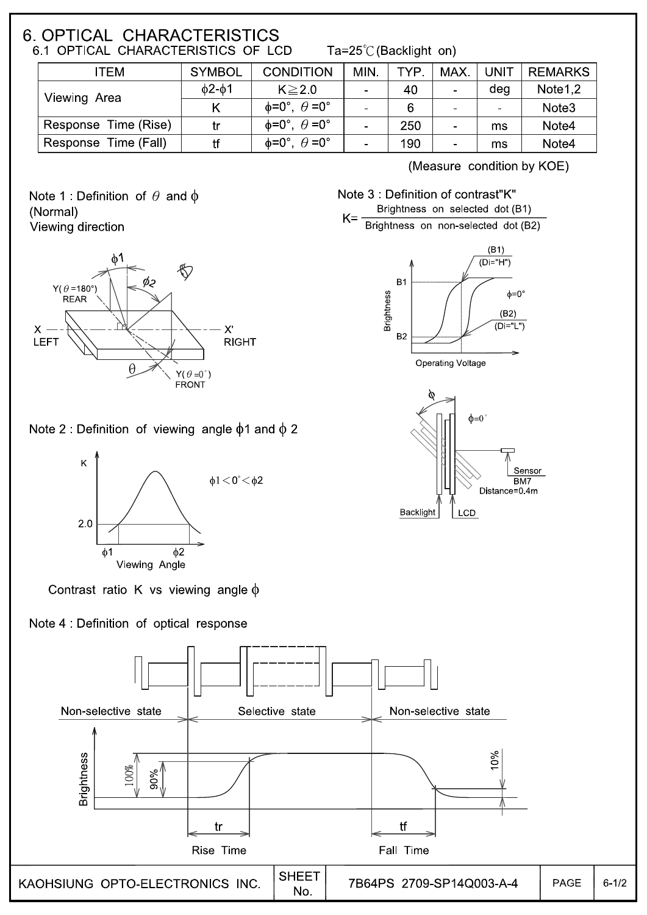# 6. OPTICAL CHARACTERISTICS

## 6.1 OPTICAL CHARACTERISTICS OF LCD

Ta=25℃(Backlight on)

| ITEM | SYMBOL | CONDITION | MIN. | TYP. | MAX. | UNIT | REMARKS |
|---|---|---|---|---|---|---|---|
| Viewing Area | $\phi 2-\phi 1$ | $K \geq 2.0$ | - | 40 | - | deg | Note1,2 |
| | K | $\phi=0°,\ \theta=0°$ | - | 6 | - | - | Note3 |
| Response Time (Rise) | tr | $\phi=0°,\ \theta=0°$ | - | 250 | - | ms | Note4 |
| Response Time (Fall) | tf | $\phi=0°,\ \theta=0°$ | - | 190 | - | ms | Note4 |

(Measure condition by KOE)

Note 1 : Definition of $\theta$ and $\phi$

(Normal)

Viewing direction

$\phi 1$, $\phi 2$, Y($\theta$=180°) REAR, X LEFT, X' RIGHT, $\theta$, Y($\theta$=0°) FRONT

Note 2 : Definition of viewing angle $\phi 1$ and $\phi$ 2

$\phi 1 < 0° < \phi 2$

Contrast ratio K vs viewing angle $\phi$

Note 3 : Definition of contrast"K"

$$K = \frac{\text{Brightness on selected dot (B1)}}{\text{Brightness on non-selected dot (B2)}}$$

(B1) (Di="H"), (B2) (Di="L"), $\phi$=0°, Operating Voltage

$\phi$=0°, Sensor BM7, Distance=0.4m, Backlight, LCD

Note 4 : Definition of optical response

Non-selective state — Selective state — Non-selective state

100%, 90%, 10%

tr: Rise Time

tf: Fall Time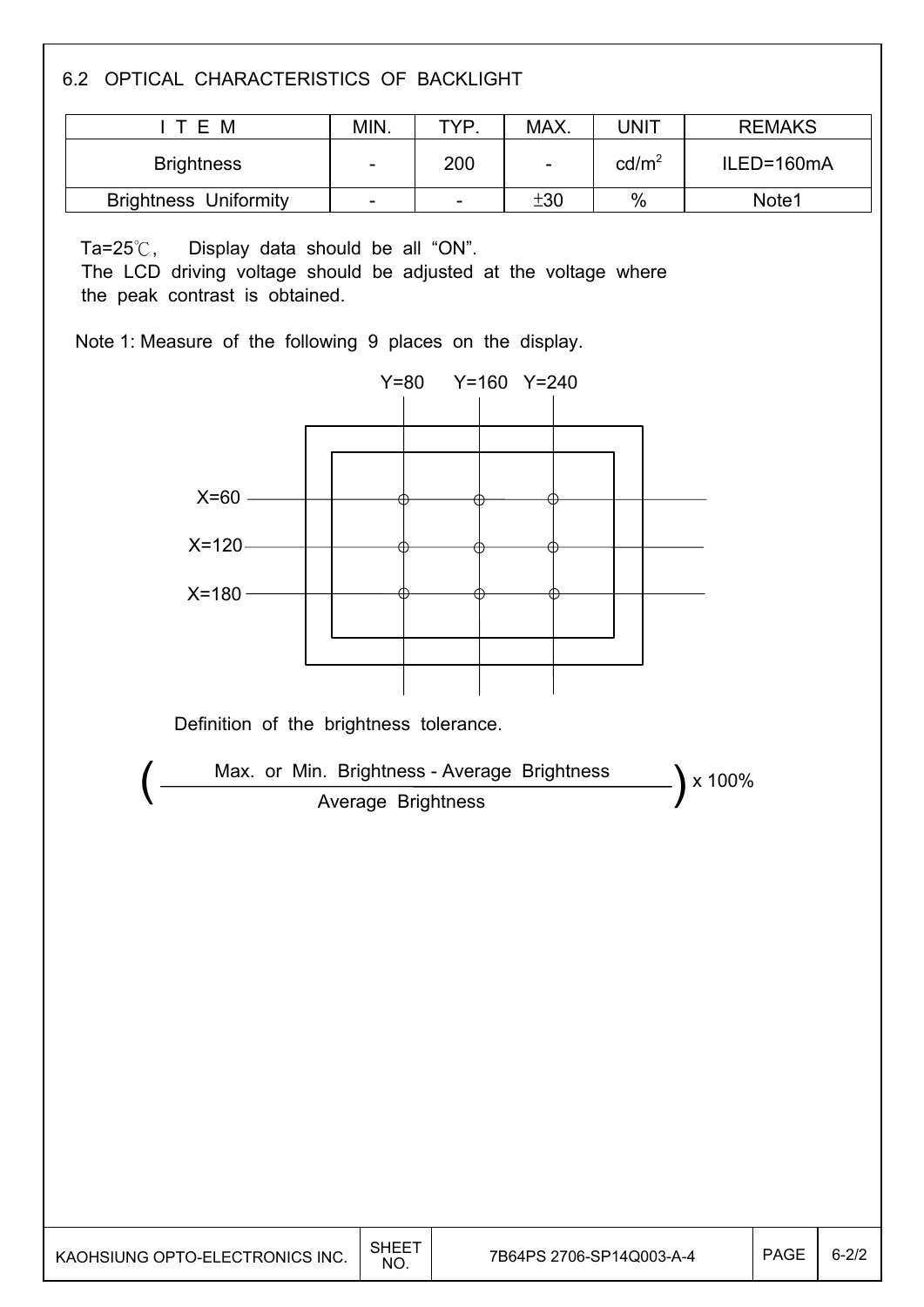## 6.2 OPTICAL CHARACTERISTICS OF BACKLIGHT

| I T E M | MIN. | TYP. | MAX. | UNIT | REMAKS |
|---|---|---|---|---|---|
| Brightness | - | 200 | - | $cd/m^2$ | ILED=160mA |
| Brightness Uniformity | - | - | ±30 | % | Note1 |

Ta=25℃, Display data should be all "ON".
The LCD driving voltage should be adjusted at the voltage where the peak contrast is obtained.

Note 1: Measure of the following 9 places on the display.

Y=80 Y=160 Y=240

X=60

X=120

X=180

Definition of the brightness tolerance.

$$\left( \frac{\text{Max. or Min. Brightness - Average Brightness}}{\text{Average Brightness}} \right) \times 100\%$$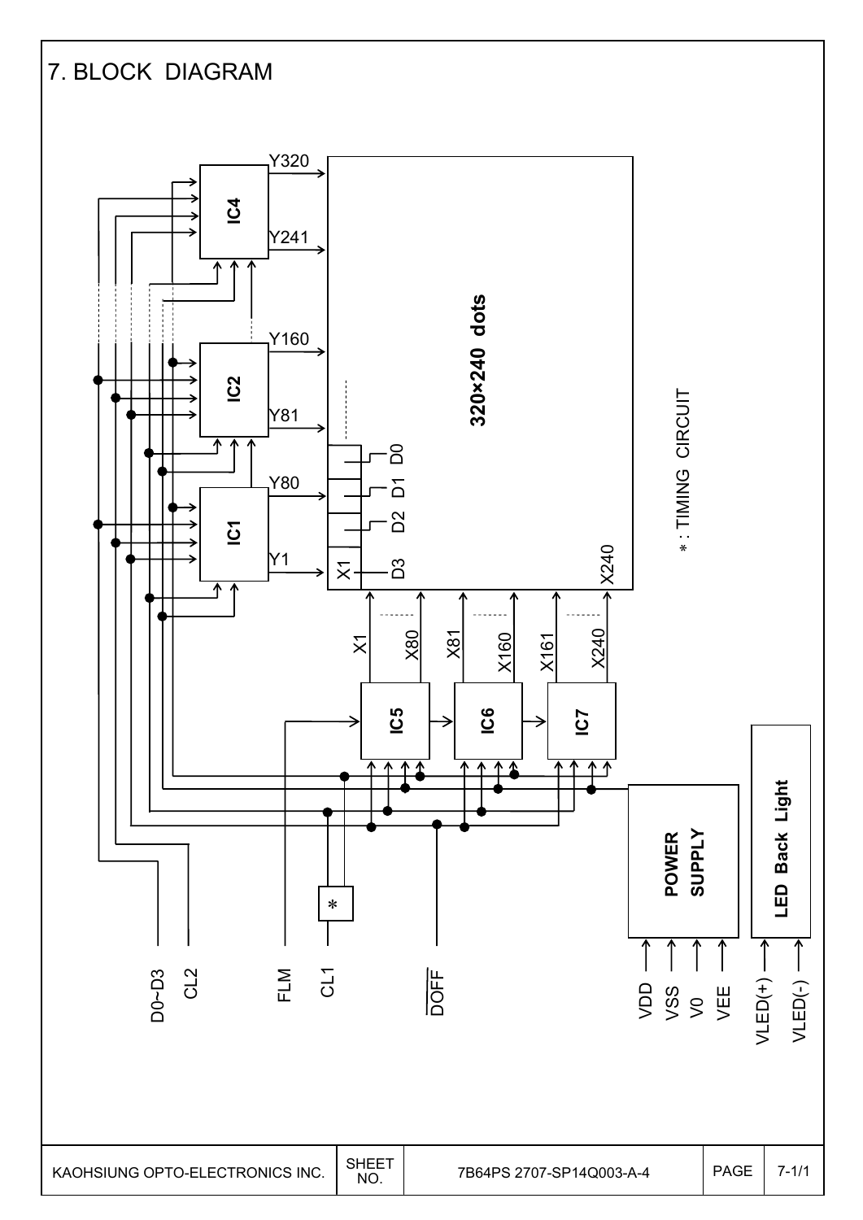# 7. BLOCK DIAGRAM

IC4

Y320

Y241

IC2

Y160

Y81

IC1

Y80

Y1

320×240 dots

D0

D1

D2

D3

X1

X240

＊: TIMING CIRCUIT

X1 X80 X81 X160 X161 X240

IC5 IC6 IC7

＊

D0~D3 CL2 FLM CL1 $\overline{\text{DOFF}}$

POWER SUPPLY

VDD VSS V0 VEE

LED Back Light

VLED(+) VLED(-)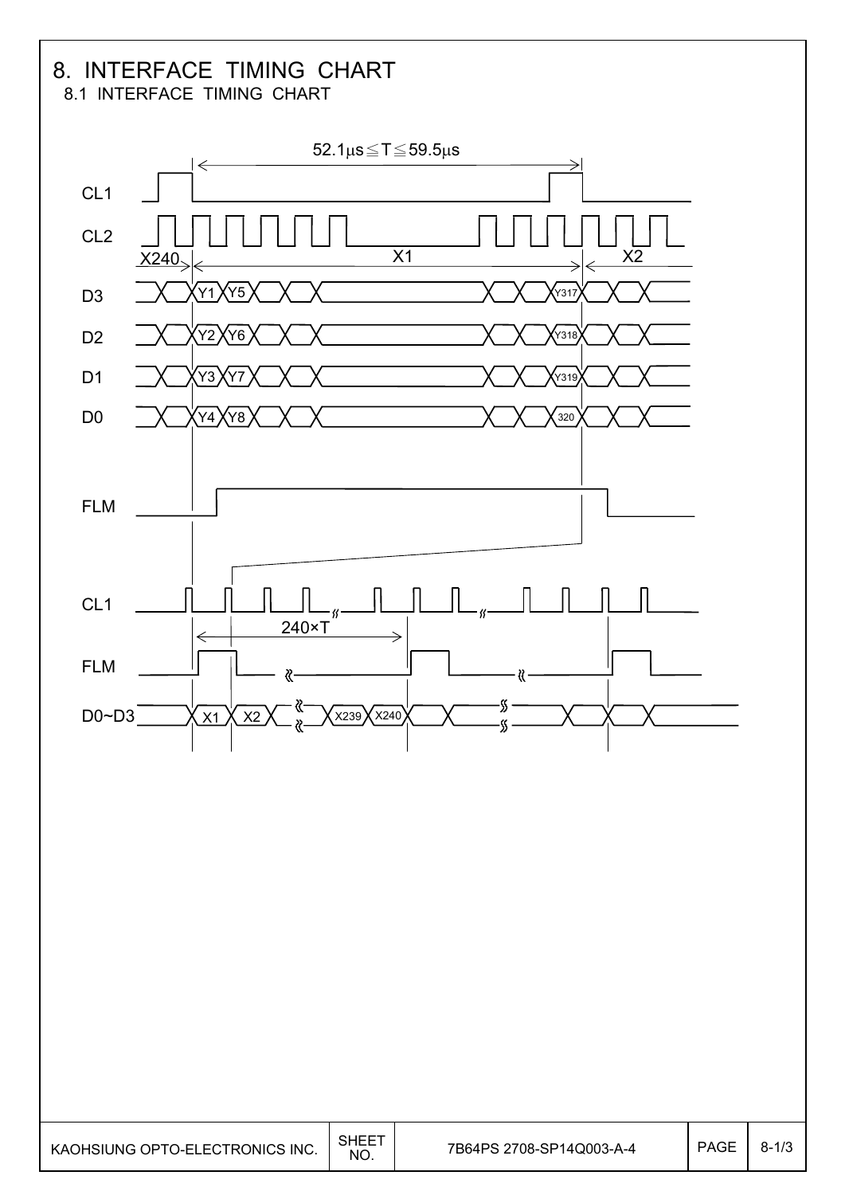# 8. INTERFACE TIMING CHART

## 8.1 INTERFACE TIMING CHART

$52.1\mu s \leqq T \leqq 59.5\mu s$

CL1

CL2

X240 X1 X2

D3 Y1 Y5 Y317

D2 Y2 Y6 Y318

D1 Y3 Y7 Y319

D0 Y4 Y8 320

FLM

CL1

240×T

FLM

D0~D3 X1 X2 X239 X240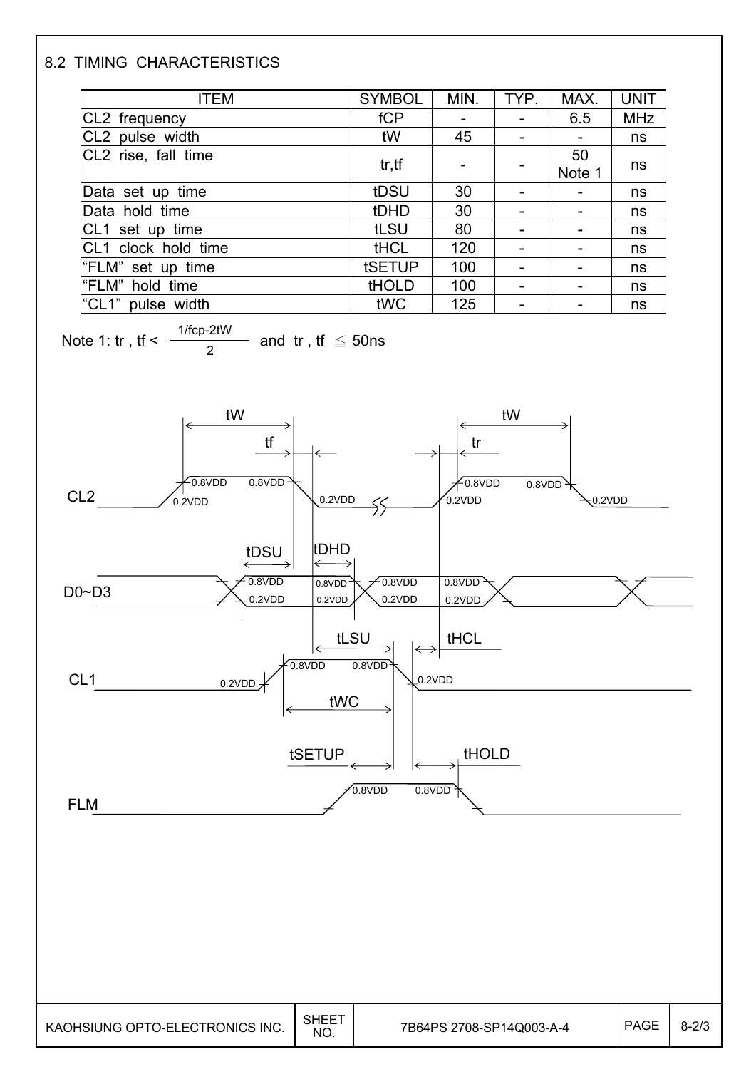## 8.2 TIMING CHARACTERISTICS

| ITEM | SYMBOL | MIN. | TYP. | MAX. | UNIT |
|---|---|---|---|---|---|
| CL2 frequency | fCP | - | - | 6.5 | MHz |
| CL2 pulse width | tW | 45 | - | - | ns |
| CL2 rise, fall time | tr,tf | - | - | 50 Note 1 | ns |
| Data set up time | tDSU | 30 | - | - | ns |
| Data hold time | tDHD | 30 | - | - | ns |
| CL1 set up time | tLSU | 80 | - | - | ns |
| CL1 clock hold time | tHCL | 120 | - | - | ns |
| "FLM" set up time | tSETUP | 100 | - | - | ns |
| "FLM" hold time | tHOLD | 100 | - | - | ns |
| "CL1" pulse width | tWC | 125 | - | - | ns |

Note 1: tr , tf < $\frac{1/fcp-2tW}{2}$ and tr , tf $\leqq$ 50ns

CL2

D0~D3

CL1

FLM

tW, tf, tr, tDSU, tDHD, tLSU, tHCL, tWC, tSETUP, tHOLD

0.8VDD, 0.2VDD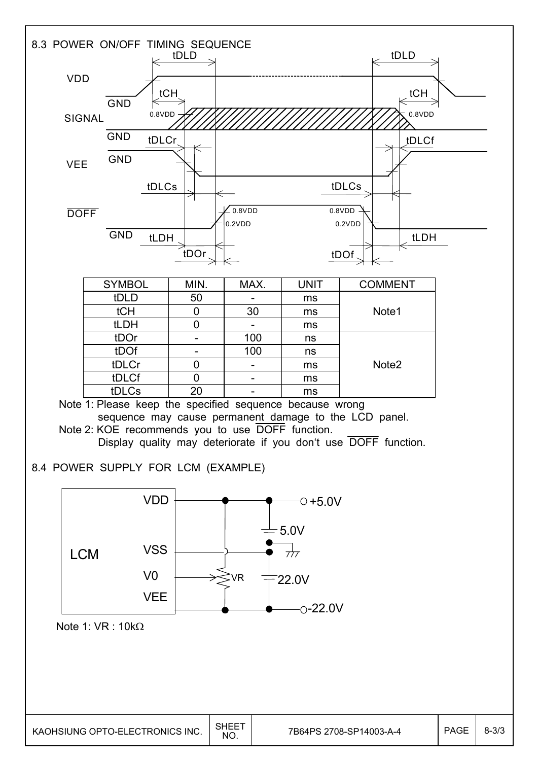## 8.3 POWER ON/OFF TIMING SEQUENCE

| SYMBOL | MIN. | MAX. | UNIT | COMMENT |
|---|---|---|---|---|
| tDLD | 50 | - | ms | Note1 |
| tCH | 0 | 30 | ms | |
| tLDH | 0 | - | ms | |
| tDOr | - | 100 | ns | Note2 |
| tDOf | - | 100 | ns | |
| tDLCr | 0 | - | ms | |
| tDLCf | 0 | - | ms | |
| tDLCs | 20 | - | ms | |

Note 1: Please keep the specified sequence because wrong sequence may cause permanent damage to the LCD panel.

Note 2: KOE recommends you to use $\overline{\text{DOFF}}$ function. Display quality may deteriorate if you don't use $\overline{\text{DOFF}}$ function.

## 8.4 POWER SUPPLY FOR LCM (EXAMPLE)

Note 1: VR : 10kΩ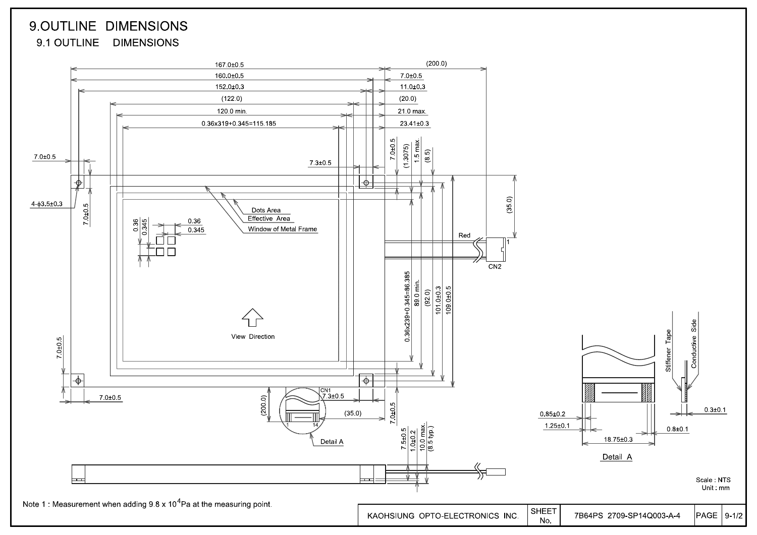# 9.OUTLINE DIMENSIONS

## 9.1 OUTLINE DIMENSIONS

167.0±0.5

160.0±0.5

152.0±0.3

(122.0)

120.0 min.

0.36x319+0.345=115.185

(200.0)

7.0±0.5

11.0±0.3

(20.0)

21.0 max.

23.41±0.3

7.0±0.5

4-ϕ3.5±0.3

7.0±0.5

7.3±0.5

7.0±0.5

(1.3075)

1.5 max.

(8.5)

(35.0)

Dots Area

Effective Area

Window of Metal Frame

0.36

0.345

0.36

0.345

Red

1

CN2

View Direction

0.36x239+0.345=86.385

89.0 min.

(92.0)

101.0±0.3

109.0±0.5

7.0±0.5

7.0±0.5

CN1

7.3±0.5

(200.0)

(35.0)

1

14

Detail A

7.0±0.5

7.5±0.5

1.0±0.2

10.0 max.

(8.5 typ.)

Stiffener Tape

Conductive Side

0.85±0.2

1.25±0.1

18.75±0.3

0.8±0.1

0.3±0.1

Detail A

Scale : NTS

Unit : mm

Note 1 : Measurement when adding $9.8 \times 10^4$Pa at the measuring point.

| KAOHSIUNG OPTO-ELECTRONICS INC. | SHEET No. | 7B64PS 2709-SP14Q003-A-4 | PAGE | 9-1/2 |
|---|---|---|---|---|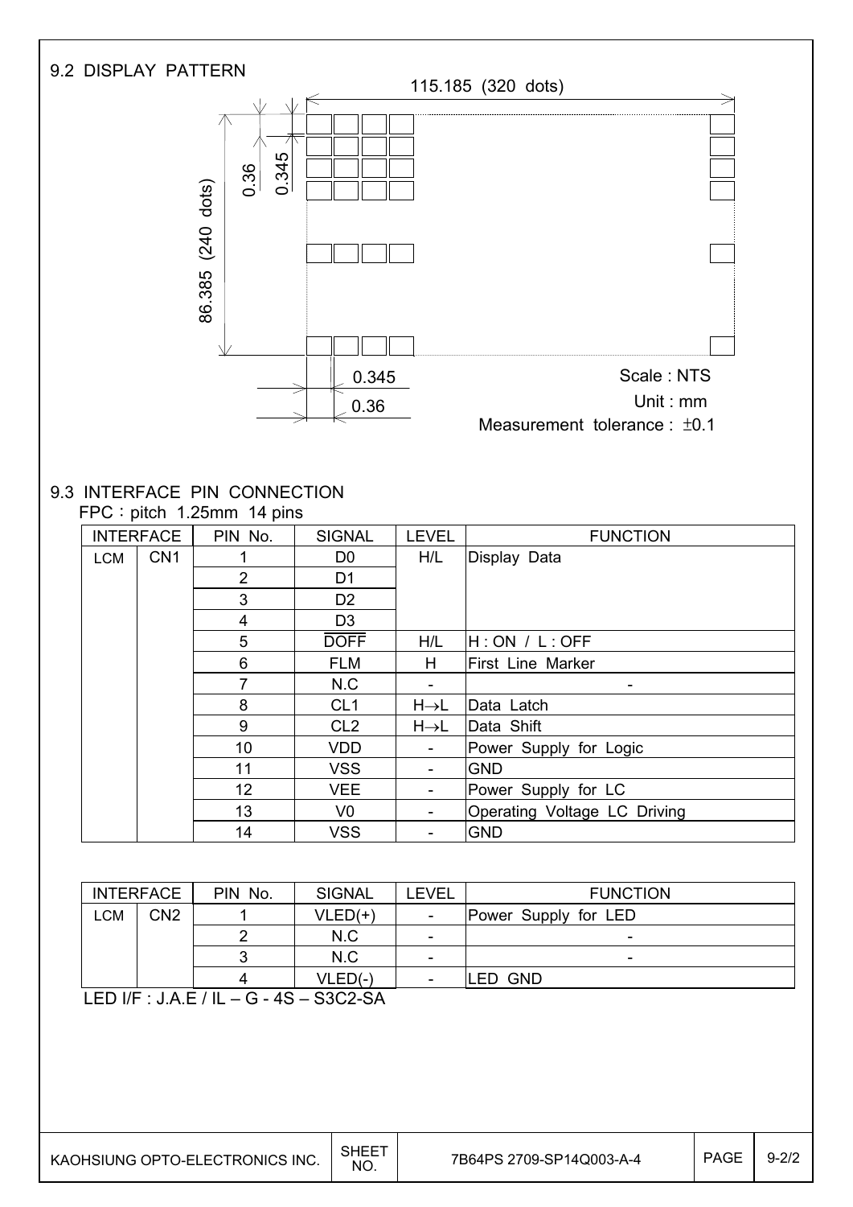## 9.2 DISPLAY PATTERN

115.185 (320 dots)

86.385 (240 dots)

0.36

0.345

0.345

0.36

Scale : NTS

Unit : mm

Measurement tolerance : ±0.1

## 9.3 INTERFACE PIN CONNECTION

FPC : pitch 1.25mm 14 pins

| INTERFACE | | PIN No. | SIGNAL | LEVEL | FUNCTION |
|---|---|---|---|---|---|
| LCM | CN1 | 1 | D0 | H/L | Display Data |
| | | 2 | D1 | | |
| | | 3 | D2 | | |
| | | 4 | D3 | | |
| | | 5 | $\overline{DOFF}$ | H/L | H : ON / L : OFF |
| | | 6 | FLM | H | First Line Marker |
| | | 7 | N.C | - | - |
| | | 8 | CL1 | H→L | Data Latch |
| | | 9 | CL2 | H→L | Data Shift |
| | | 10 | VDD | - | Power Supply for Logic |
| | | 11 | VSS | - | GND |
| | | 12 | VEE | - | Power Supply for LC |
| | | 13 | V0 | - | Operating Voltage LC Driving |
| | | 14 | VSS | - | GND |

| INTERFACE | | PIN No. | SIGNAL | LEVEL | FUNCTION |
|---|---|---|---|---|---|
| LCM | CN2 | 1 | VLED(+) | - | Power Supply for LED |
| | | 2 | N.C | - | - |
| | | 3 | N.C | - | - |
| | | 4 | VLED(-) | - | LED GND |

LED I/F : J.A.E / IL – G - 4S – S3C2-SA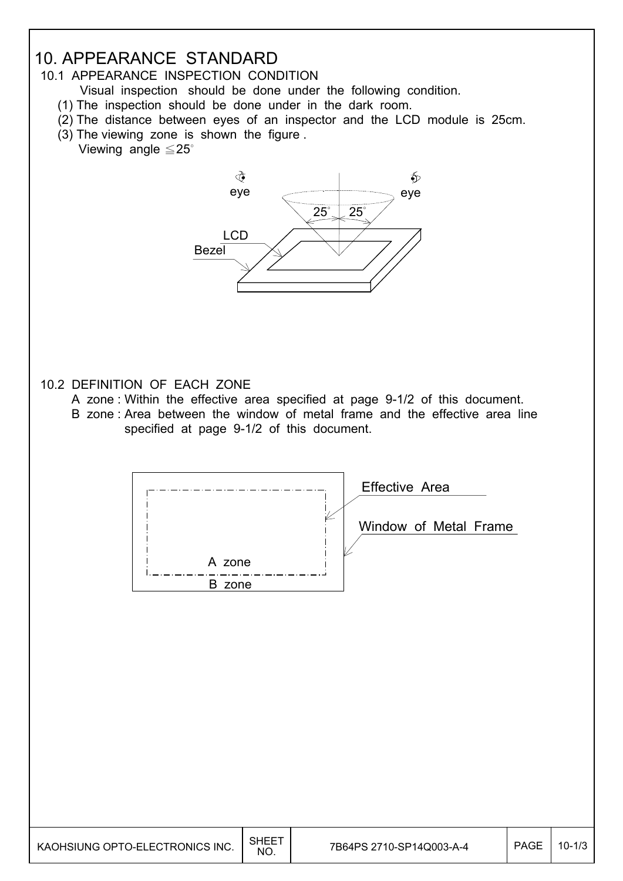# 10. APPEARANCE STANDARD

## 10.1 APPEARANCE INSPECTION CONDITION

Visual inspection should be done under the following condition.

(1) The inspection should be done under in the dark room.

(2) The distance between eyes of an inspector and the LCD module is 25cm.

(3) The viewing zone is shown the figure .

Viewing angle ≦25°

## 10.2 DEFINITION OF EACH ZONE

A zone : Within the effective area specified at page 9-1/2 of this document.

B zone : Area between the window of metal frame and the effective area line specified at page 9-1/2 of this document.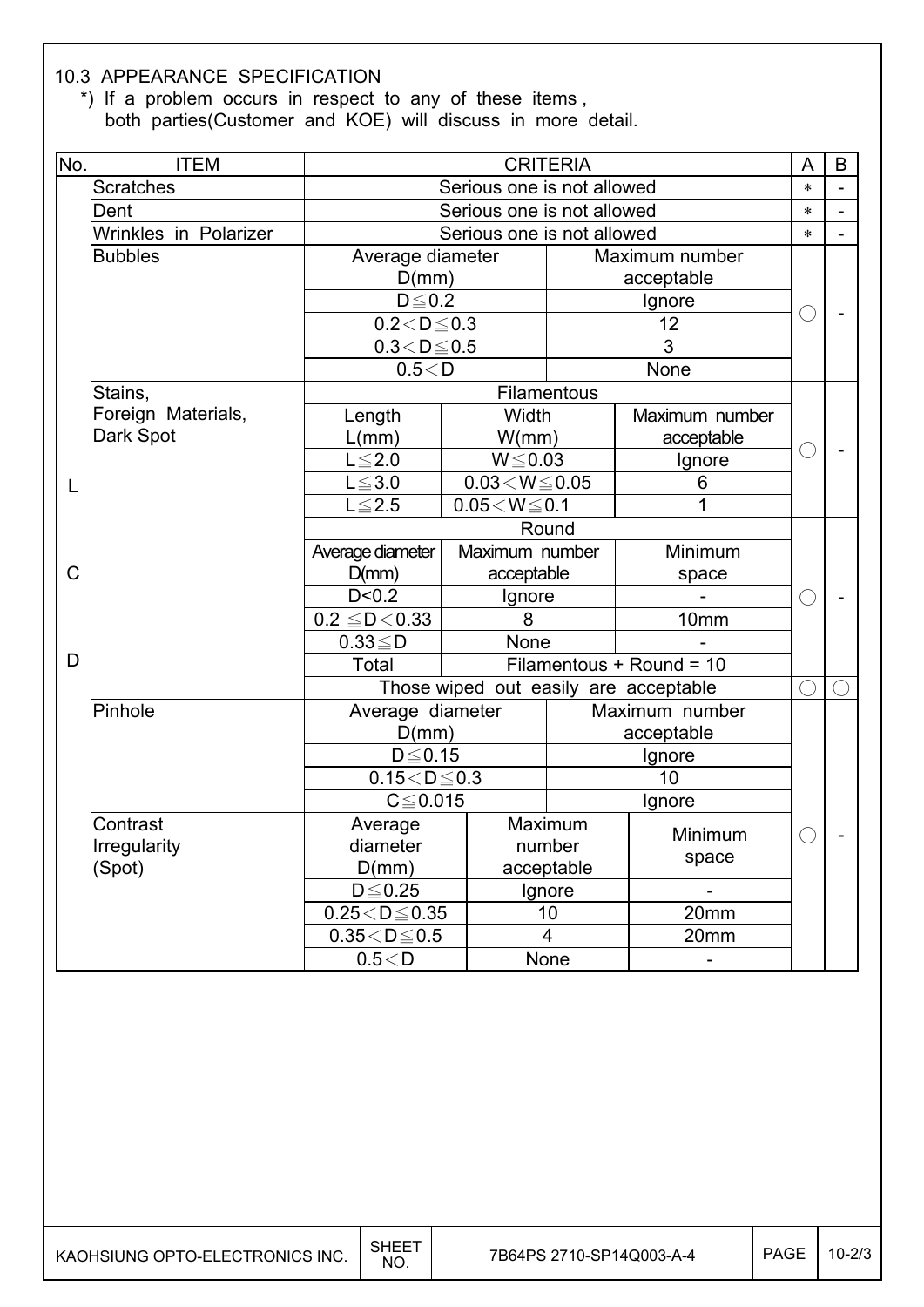### 10.3 APPEARANCE SPECIFICATION

*) If a problem occurs in respect to any of these items , both parties(Customer and KOE) will discuss in more detail.

| No. | ITEM | CRITERIA | | | A | B |
|---|---|---|---|---|---|---|
| LCD | Scratches | Serious one is not allowed | | | ∗ | - |
| | Dent | Serious one is not allowed | | | ∗ | - |
| | Wrinkles in Polarizer | Serious one is not allowed | | | ∗ | - |
| | Bubbles | Average diameter D(mm) | Maximum number acceptable | | ○ | - |
| | | D≦0.2 | Ignore | | | |
| | | 0.2＜D≦0.3 | 12 | | | |
| | | 0.3＜D≦0.5 | 3 | | | |
| | | 0.5＜D | None | | | |
| | Stains, Foreign Materials, Dark Spot | Filamentous | | | ○ | - |
| | | Length L(mm) | Width W(mm) | Maximum number acceptable | | |
| | | L≦2.0 | W≦0.03 | Ignore | | |
| | | L≦3.0 | 0.03＜W≦0.05 | 6 | | |
| | | L≦2.5 | 0.05＜W≦0.1 | 1 | | |
| | | Round | | | ○ | - |
| | | Average diameter D(mm) | Maximum number acceptable | Minimum space | | |
| | | D<0.2 | Ignore | - | | |
| | | 0.2 ≦D＜0.33 | 8 | 10mm | | |
| | | 0.33≦D | None | - | | |
| | | Total | Filamentous + Round = 10 | | | |
| | | Those wiped out easily are acceptable | | | ○ | ○ |
| | Pinhole | Average diameter D(mm) | Maximum number acceptable | | ○ | - |
| | | D≦0.15 | Ignore | | | |
| | | 0.15＜D≦0.3 | 10 | | | |
| | | C≦0.015 | Ignore | | | |
| | Contrast Irregularity (Spot) | Average diameter D(mm) | Maximum number acceptable | Minimum space | | |
| | | D≦0.25 | Ignore | - | | |
| | | 0.25＜D≦0.35 | 10 | 20mm | | |
| | | 0.35＜D≦0.5 | 4 | 20mm | | |
| | | 0.5＜D | None | - | | |

KAOHSIUNG OPTO-ELECTRONICS INC. | SHEET NO. 7B64PS 2710-SP14Q003-A-4 | PAGE 10-2/3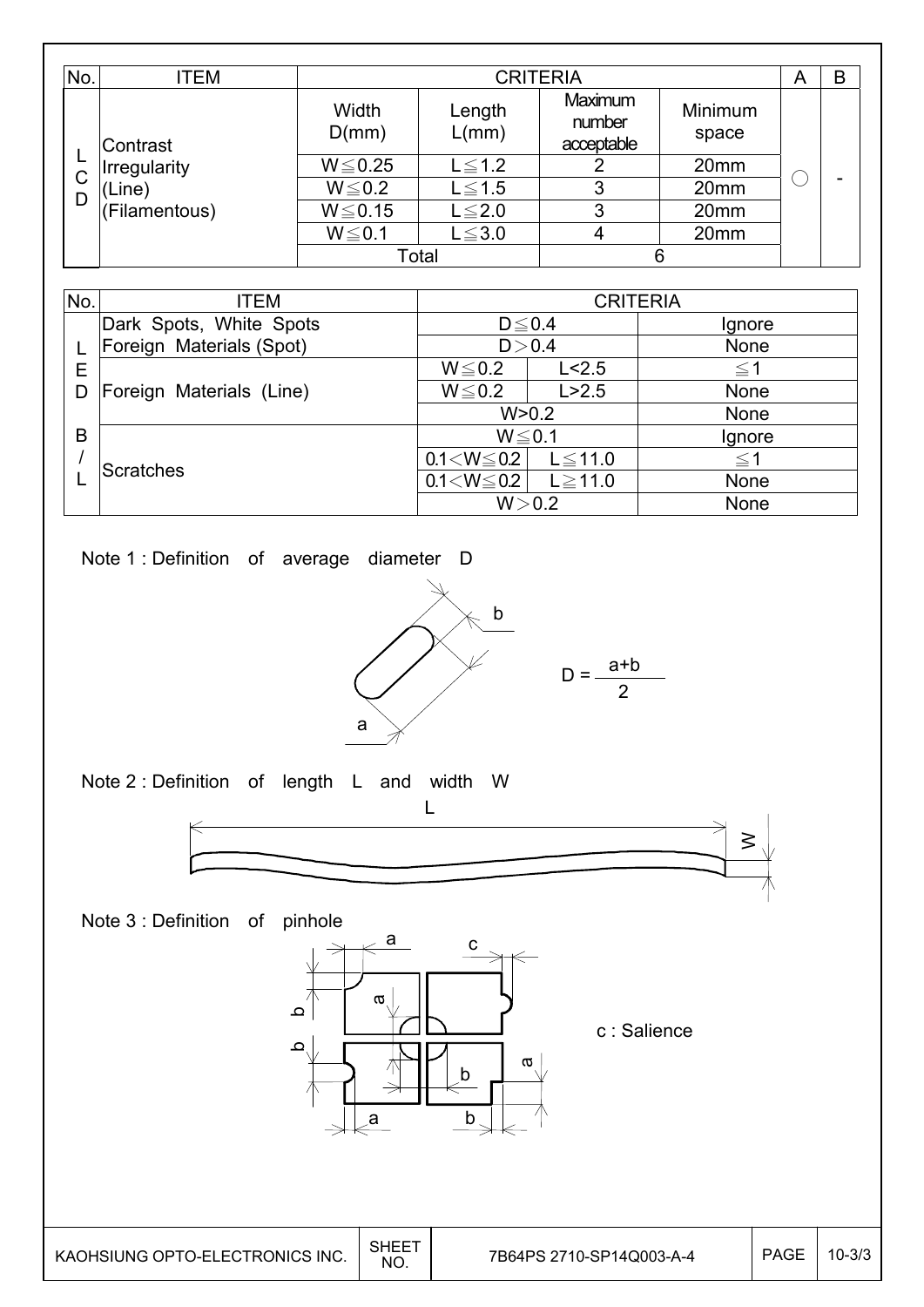| No. | ITEM | CRITERIA | | | | A | B |
|---|---|---|---|---|---|---|---|
| LCD | Contrast Irregularity (Line) (Filamentous) | Width D(mm) | Length L(mm) | Maximum number acceptable | Minimum space | ○ | - |
| | | W≦0.25 | L≦1.2 | 2 | 20mm | | |
| | | W≦0.2 | L≦1.5 | 3 | 20mm | | |
| | | W≦0.15 | L≦2.0 | 3 | 20mm | | |
| | | W≦0.1 | L≦3.0 | 4 | 20mm | | |
| | | Total | | 6 | | | |

| No. | ITEM | CRITERIA | | |
|---|---|---|---|---|
| LED B/L | Dark Spots, White Spots | D≦0.4 | | Ignore |
| | Foreign Materials (Spot) | D＞0.4 | | None |
| | Foreign Materials (Line) | W≦0.2 | L<2.5 | ≦1 |
| | | W≦0.2 | L>2.5 | None |
| | | W>0.2 | | None |
| | Scratches | W≦0.1 | | Ignore |
| | | 0.1＜W≦0.2 | L≦11.0 | ≦1 |
| | | 0.1＜W≦0.2 | L≧11.0 | None |
| | | W＞0.2 | | None |

Note 1 : Definition of average diameter D

$$D = \frac{a+b}{2}$$

Note 2 : Definition of length L and width W

Note 3 : Definition of pinhole

c : Salience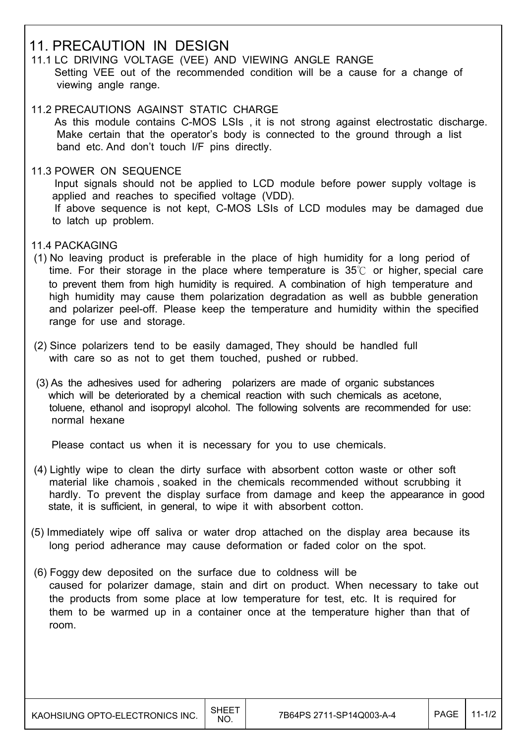# 11. PRECAUTION IN DESIGN

## 11.1 LC DRIVING VOLTAGE (VEE) AND VIEWING ANGLE RANGE

Setting VEE out of the recommended condition will be a cause for a change of viewing angle range.

## 11.2 PRECAUTIONS AGAINST STATIC CHARGE

As this module contains C-MOS LSIs , it is not strong against electrostatic discharge. Make certain that the operator's body is connected to the ground through a list band etc. And don't touch I/F pins directly.

## 11.3 POWER ON SEQUENCE

Input signals should not be applied to LCD module before power supply voltage is applied and reaches to specified voltage (VDD).

If above sequence is not kept, C-MOS LSIs of LCD modules may be damaged due to latch up problem.

## 11.4 PACKAGING

(1) No leaving product is preferable in the place of high humidity for a long period of time. For their storage in the place where temperature is 35℃ or higher, special care to prevent them from high humidity is required. A combination of high temperature and high humidity may cause them polarization degradation as well as bubble generation and polarizer peel-off. Please keep the temperature and humidity within the specified range for use and storage.

(2) Since polarizers tend to be easily damaged, They should be handled full with care so as not to get them touched, pushed or rubbed.

(3) As the adhesives used for adhering polarizers are made of organic substances which will be deteriorated by a chemical reaction with such chemicals as acetone, toluene, ethanol and isopropyl alcohol. The following solvents are recommended for use: normal hexane

Please contact us when it is necessary for you to use chemicals.

(4) Lightly wipe to clean the dirty surface with absorbent cotton waste or other soft material like chamois , soaked in the chemicals recommended without scrubbing it hardly. To prevent the display surface from damage and keep the appearance in good state, it is sufficient, in general, to wipe it with absorbent cotton.

(5) Immediately wipe off saliva or water drop attached on the display area because its long period adherance may cause deformation or faded color on the spot.

(6) Foggy dew deposited on the surface due to coldness will be caused for polarizer damage, stain and dirt on product. When necessary to take out the products from some place at low temperature for test, etc. It is required for them to be warmed up in a container once at the temperature higher than that of room.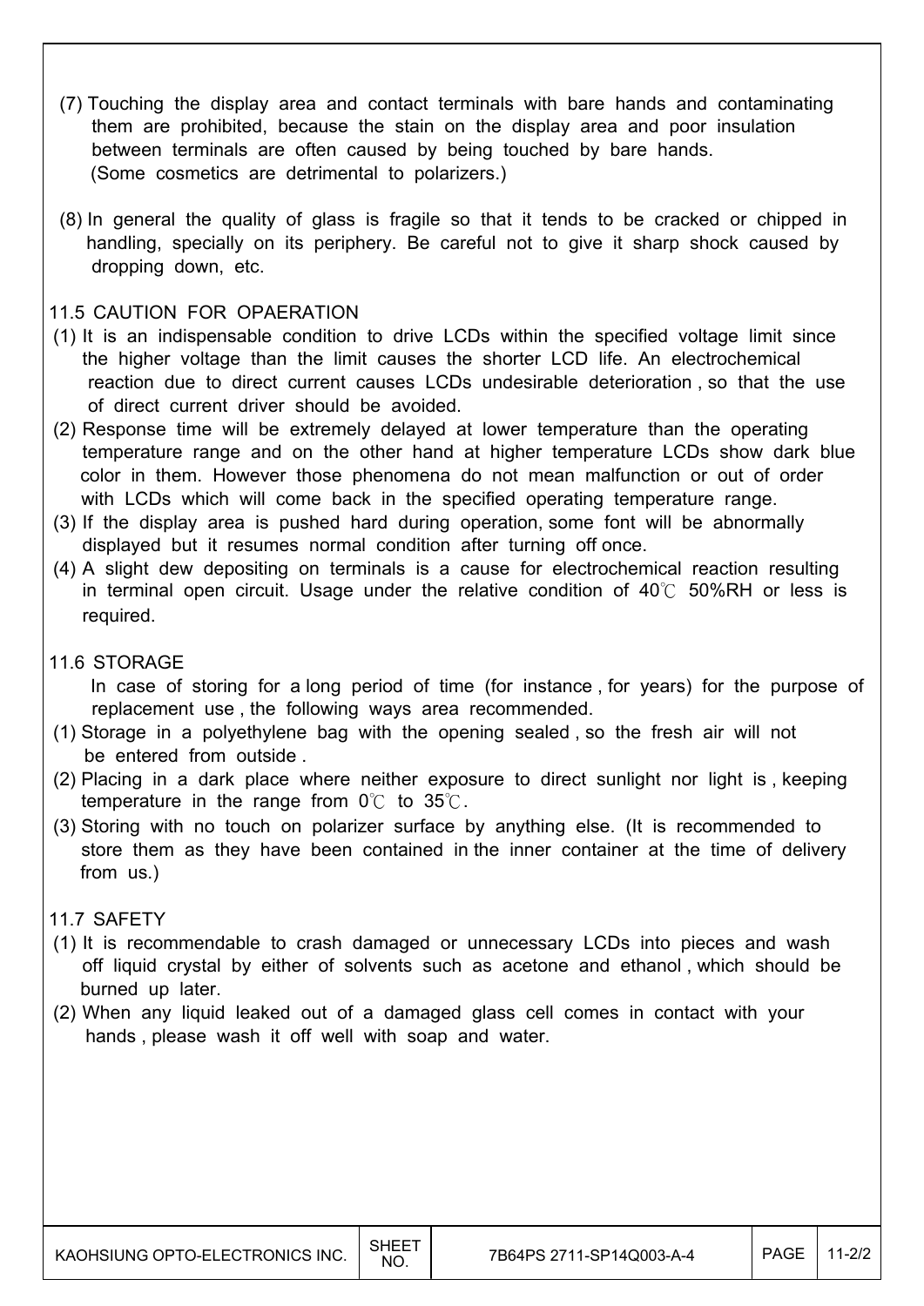(7) Touching the display area and contact terminals with bare hands and contaminating them are prohibited, because the stain on the display area and poor insulation between terminals are often caused by being touched by bare hands. (Some cosmetics are detrimental to polarizers.)

(8) In general the quality of glass is fragile so that it tends to be cracked or chipped in handling, specially on its periphery. Be careful not to give it sharp shock caused by dropping down, etc.

## 11.5 CAUTION FOR OPAERATION

(1) It is an indispensable condition to drive LCDs within the specified voltage limit since the higher voltage than the limit causes the shorter LCD life. An electrochemical reaction due to direct current causes LCDs undesirable deterioration , so that the use of direct current driver should be avoided.

(2) Response time will be extremely delayed at lower temperature than the operating temperature range and on the other hand at higher temperature LCDs show dark blue color in them. However those phenomena do not mean malfunction or out of order with LCDs which will come back in the specified operating temperature range.

(3) If the display area is pushed hard during operation, some font will be abnormally displayed but it resumes normal condition after turning off once.

(4) A slight dew depositing on terminals is a cause for electrochemical reaction resulting in terminal open circuit. Usage under the relative condition of 40℃ 50%RH or less is required.

## 11.6 STORAGE

In case of storing for a long period of time (for instance , for years) for the purpose of replacement use , the following ways area recommended.

(1) Storage in a polyethylene bag with the opening sealed , so the fresh air will not be entered from outside .

(2) Placing in a dark place where neither exposure to direct sunlight nor light is , keeping temperature in the range from 0℃ to 35℃.

(3) Storing with no touch on polarizer surface by anything else. (It is recommended to store them as they have been contained in the inner container at the time of delivery from us.)

## 11.7 SAFETY

(1) It is recommendable to crash damaged or unnecessary LCDs into pieces and wash off liquid crystal by either of solvents such as acetone and ethanol , which should be burned up later.

(2) When any liquid leaked out of a damaged glass cell comes in contact with your hands , please wash it off well with soap and water.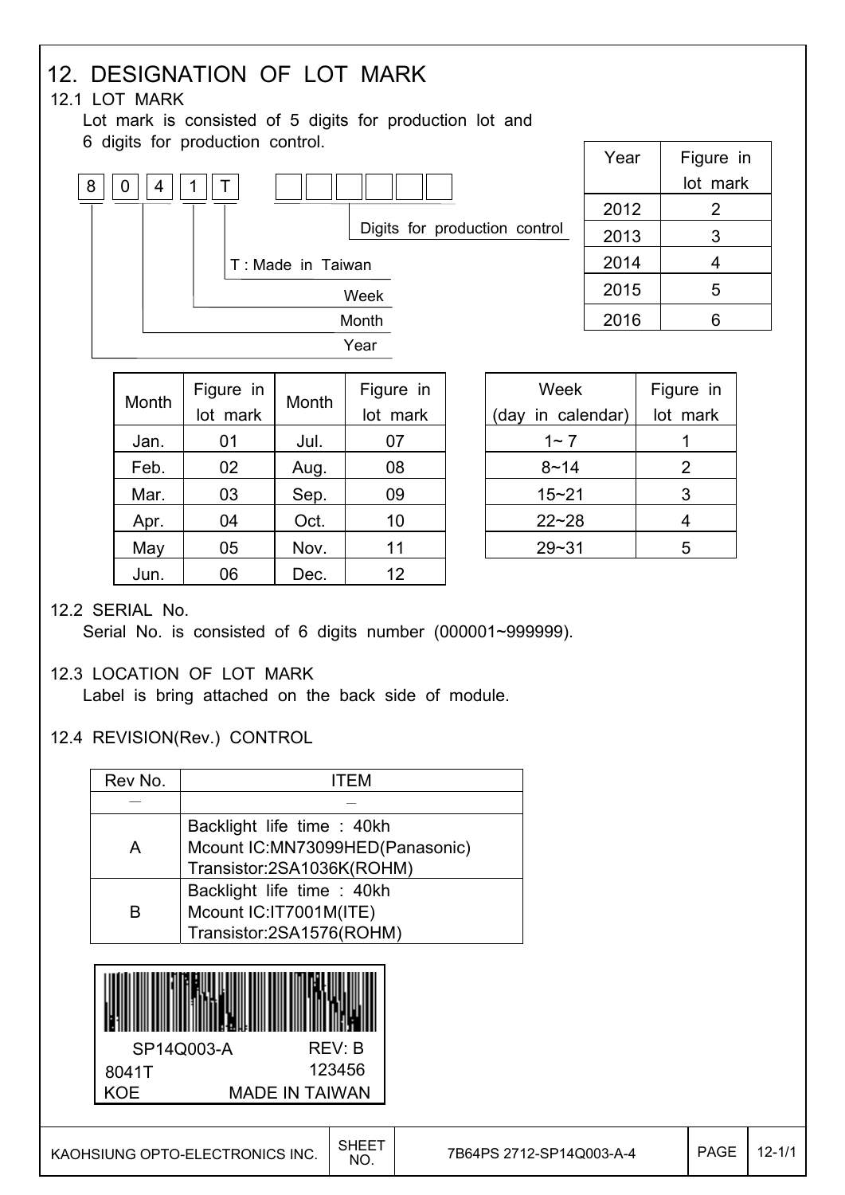# 12. DESIGNATION OF LOT MARK

## 12.1 LOT MARK

Lot mark is consisted of 5 digits for production lot and 6 digits for production control.

```
8 0 4 1 T   □□□□□□
│ └─┤ │ │   └──── Digits for production control
│   │ │ └──────── T : Made in Taiwan
│   │ └────────── Week
│   └──────────── Month
└──────────────── Year
```

| Year | Figure in lot mark |
|---|---|
| 2012 | 2 |
| 2013 | 3 |
| 2014 | 4 |
| 2015 | 5 |
| 2016 | 6 |

| Month | Figure in lot mark | Month | Figure in lot mark |
|---|---|---|---|
| Jan. | 01 | Jul. | 07 |
| Feb. | 02 | Aug. | 08 |
| Mar. | 03 | Sep. | 09 |
| Apr. | 04 | Oct. | 10 |
| May | 05 | Nov. | 11 |
| Jun. | 06 | Dec. | 12 |

| Week (day in calendar) | Figure in lot mark |
|---|---|
| 1~ 7 | 1 |
| 8~14 | 2 |
| 15~21 | 3 |
| 22~28 | 4 |
| 29~31 | 5 |

## 12.2 SERIAL No.

Serial No. is consisted of 6 digits number (000001~999999).

## 12.3 LOCATION OF LOT MARK

Label is bring attached on the back side of module.

## 12.4 REVISION(Rev.) CONTROL

| Rev No. | ITEM |
|---|---|
| — | – |
| A | Backlight life time : 40kh<br>Mcount IC:MN73099HED(Panasonic)<br>Transistor:2SA1036K(ROHM) |
| B | Backlight life time : 40kh<br>Mcount IC:IT7001M(ITE)<br>Transistor:2SA1576(ROHM) |

SP14Q003-A REV: B
8041T 123456
KOE MADE IN TAIWAN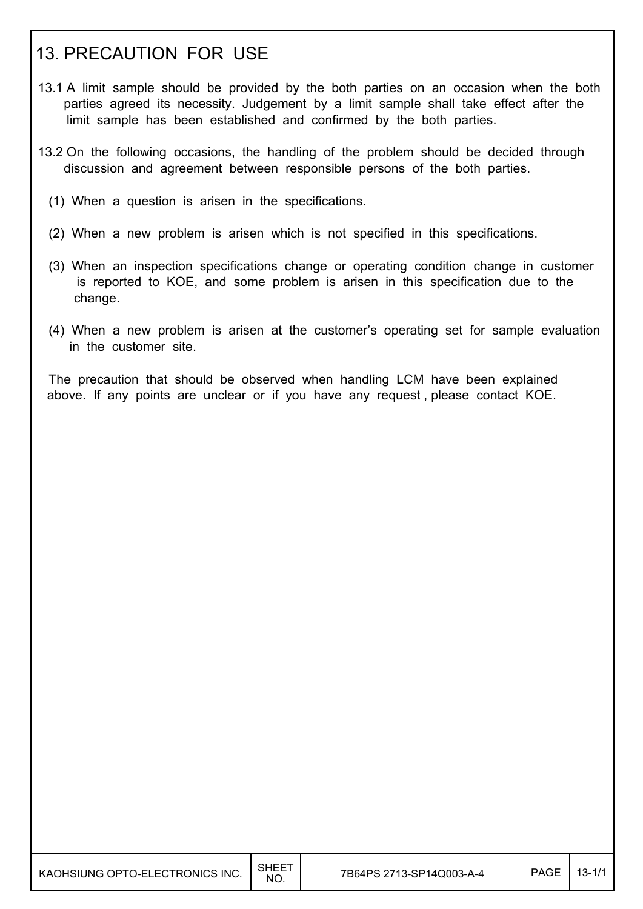# 13. PRECAUTION FOR USE

13.1 A limit sample should be provided by the both parties on an occasion when the both parties agreed its necessity. Judgement by a limit sample shall take effect after the limit sample has been established and confirmed by the both parties.

13.2 On the following occasions, the handling of the problem should be decided through discussion and agreement between responsible persons of the both parties.

(1) When a question is arisen in the specifications.

(2) When a new problem is arisen which is not specified in this specifications.

(3) When an inspection specifications change or operating condition change in customer is reported to KOE, and some problem is arisen in this specification due to the change.

(4) When a new problem is arisen at the customer's operating set for sample evaluation in the customer site.

The precaution that should be observed when handling LCM have been explained above. If any points are unclear or if you have any request , please contact KOE.